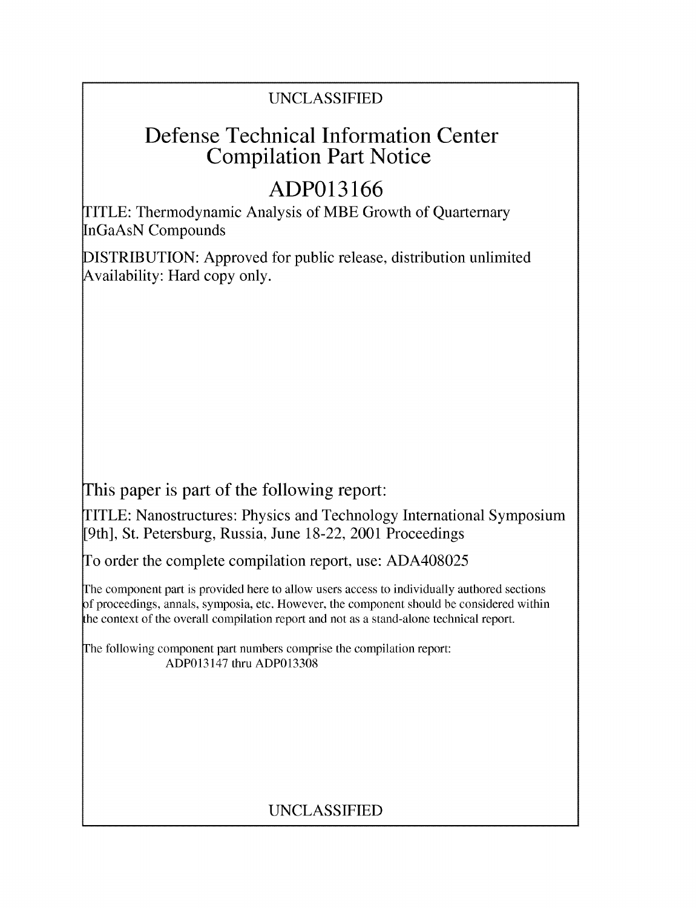UNCLASSIFIED

# Defense Technical Information Center Compilation Part Notice

# ADP013166

TITLE: Thermodynamic Analysis of MBE Growth of Quarternary InGaAsN Compounds

DISTRIBUTION: Approved for public release, distribution unlimited
Availability: Hard copy only.

This paper is part of the following report:

TITLE: Nanostructures: Physics and Technology International Symposium [9th], St. Petersburg, Russia, June 18-22, 2001 Proceedings

To order the complete compilation report, use: ADA408025

The component part is provided here to allow users access to individually authored sections of proceedings, annals, symposia, etc. However, the component should be considered within the context of the overall compilation report and not as a stand-alone technical report.

The following component part numbers comprise the compilation report:
ADP013147 thru ADP013308

UNCLASSIFIED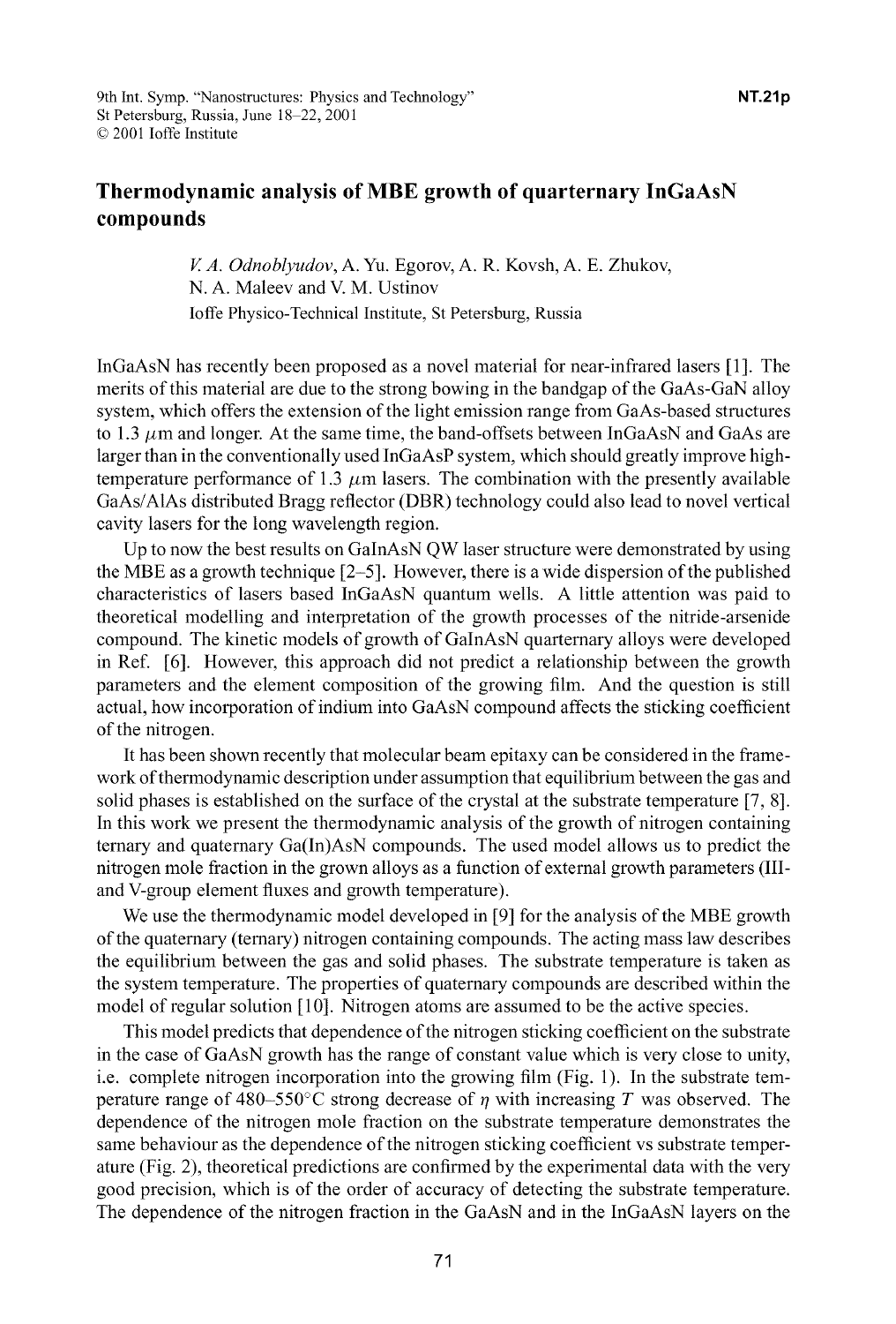# Thermodynamic analysis of MBE growth of quarternary InGaAsN compounds

*V. A. Odnoblyudov*, A. Yu. Egorov, A. R. Kovsh, A. E. Zhukov, N. A. Maleev and V. M. Ustinov

Ioffe Physico-Technical Institute, St Petersburg, Russia

InGaAsN has recently been proposed as a novel material for near-infrared lasers [1]. The merits of this material are due to the strong bowing in the bandgap of the GaAs-GaN alloy system, which offers the extension of the light emission range from GaAs-based structures to 1.3 $\mu$m and longer. At the same time, the band-offsets between InGaAsN and GaAs are larger than in the conventionally used InGaAsP system, which should greatly improve high-temperature performance of 1.3 $\mu$m lasers. The combination with the presently available GaAs/AlAs distributed Bragg reflector (DBR) technology could also lead to novel vertical cavity lasers for the long wavelength region.

Up to now the best results on GaInAsN QW laser structure were demonstrated by using the MBE as a growth technique [2–5]. However, there is a wide dispersion of the published characteristics of lasers based InGaAsN quantum wells. A little attention was paid to theoretical modelling and interpretation of the growth processes of the nitride-arsenide compound. The kinetic models of growth of GaInAsN quarternary alloys were developed in Ref. [6]. However, this approach did not predict a relationship between the growth parameters and the element composition of the growing film. And the question is still actual, how incorporation of indium into GaAsN compound affects the sticking coefficient of the nitrogen.

It has been shown recently that molecular beam epitaxy can be considered in the framework of thermodynamic description under assumption that equilibrium between the gas and solid phases is established on the surface of the crystal at the substrate temperature [7, 8]. In this work we present the thermodynamic analysis of the growth of nitrogen containing ternary and quaternary Ga(In)AsN compounds. The used model allows us to predict the nitrogen mole fraction in the grown alloys as a function of external growth parameters (III- and V-group element fluxes and growth temperature).

We use the thermodynamic model developed in [9] for the analysis of the MBE growth of the quaternary (ternary) nitrogen containing compounds. The acting mass law describes the equilibrium between the gas and solid phases. The substrate temperature is taken as the system temperature. The properties of quaternary compounds are described within the model of regular solution [10]. Nitrogen atoms are assumed to be the active species.

This model predicts that dependence of the nitrogen sticking coefficient on the substrate in the case of GaAsN growth has the range of constant value which is very close to unity, i.e. complete nitrogen incorporation into the growing film (Fig. 1). In the substrate temperature range of 480–550°C strong decrease of $\eta$ with increasing $T$ was observed. The dependence of the nitrogen mole fraction on the substrate temperature demonstrates the same behaviour as the dependence of the nitrogen sticking coefficient vs substrate temperature (Fig. 2), theoretical predictions are confirmed by the experimental data with the very good precision, which is of the order of accuracy of detecting the substrate temperature. The dependence of the nitrogen fraction in the GaAsN and in the InGaAsN layers on the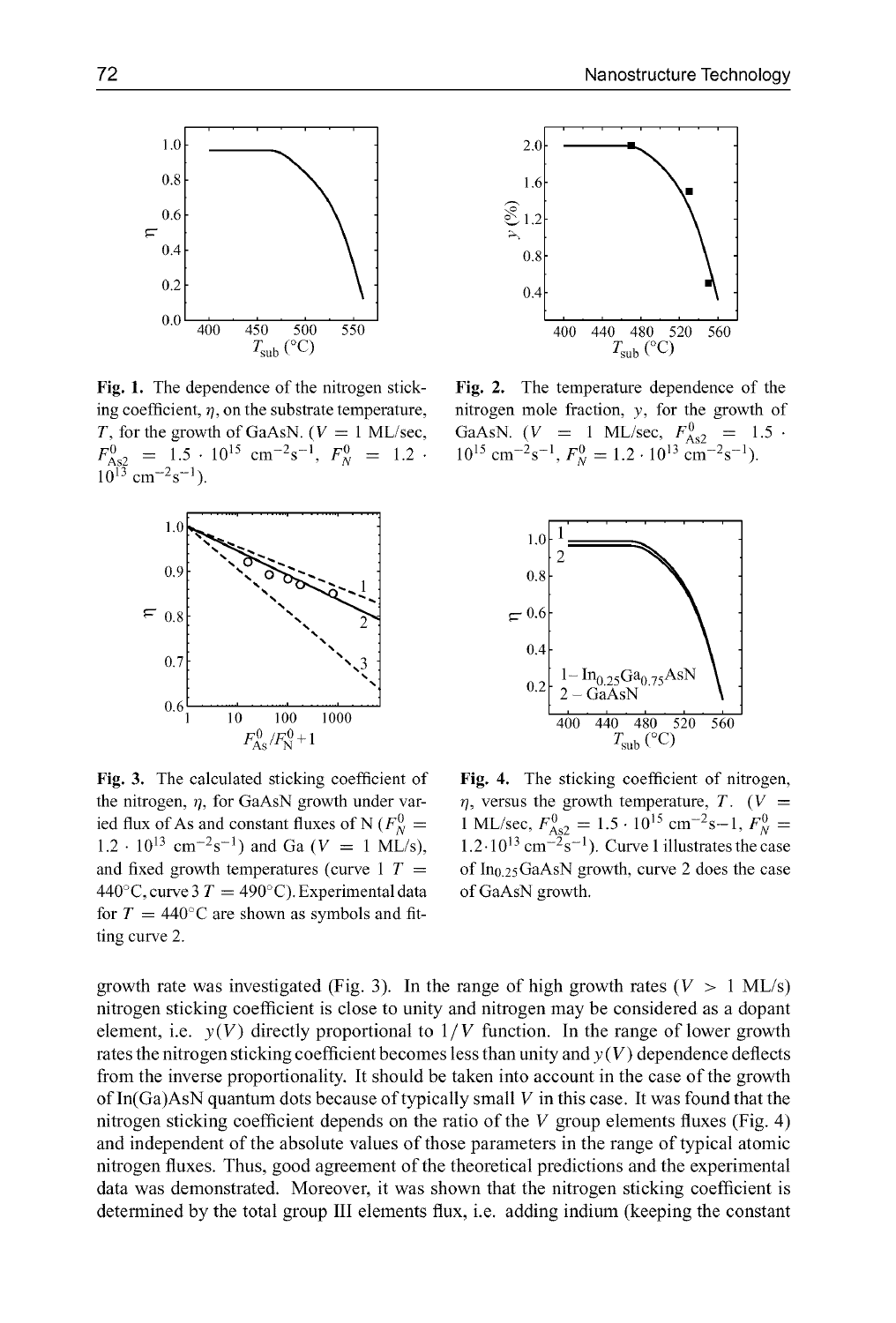**Fig. 1.** The dependence of the nitrogen sticking coefficient, $\eta$, on the substrate temperature, $T$, for the growth of GaAsN. ($V = 1$ ML/sec, $F^0_{As2} = 1.5 \cdot 10^{15}$ cm$^{-2}$s$^{-1}$, $F^0_N = 1.2 \cdot 10^{13}$ cm$^{-2}$s$^{-1}$).

**Fig. 2.** The temperature dependence of the nitrogen mole fraction, $y$, for the growth of GaAsN. ($V = 1$ ML/sec, $F^0_{As2} = 1.5 \cdot 10^{15}$ cm$^{-2}$s$^{-1}$, $F^0_N = 1.2 \cdot 10^{13}$ cm$^{-2}$s$^{-1}$).

**Fig. 3.** The calculated sticking coefficient of the nitrogen, $\eta$, for GaAsN growth under varied flux of As and constant fluxes of N ($F^0_N = 1.2 \cdot 10^{13}$ cm$^{-2}$s$^{-1}$) and Ga ($V = 1$ ML/s), and fixed growth temperatures (curve 1 $T = 440$°C, curve 3 $T = 490$°C). Experimental data for $T = 440$°C are shown as symbols and fitting curve 2.

**Fig. 4.** The sticking coefficient of nitrogen, $\eta$, versus the growth temperature, $T$. ($V = 1$ ML/sec, $F^0_{As2} = 1.5 \cdot 10^{15}$ cm$^{-2}$s$-1$, $F^0_N = 1.2 \cdot 10^{13}$ cm$^{-2}$s$^{-1}$). Curve 1 illustrates the case of $In_{0.25}GaAsN$ growth, curve 2 does the case of GaAsN growth.

growth rate was investigated (Fig. 3). In the range of high growth rates ($V > 1$ ML/s) nitrogen sticking coefficient is close to unity and nitrogen may be considered as a dopant element, i.e. $y(V)$ directly proportional to $1/V$ function. In the range of lower growth rates the nitrogen sticking coefficient becomes less than unity and $y(V)$ dependence deflects from the inverse proportionality. It should be taken into account in the case of the growth of In(Ga)AsN quantum dots because of typically small $V$ in this case. It was found that the nitrogen sticking coefficient depends on the ratio of the $V$ group elements fluxes (Fig. 4) and independent of the absolute values of those parameters in the range of typical atomic nitrogen fluxes. Thus, good agreement of the theoretical predictions and the experimental data was demonstrated. Moreover, it was shown that the nitrogen sticking coefficient is determined by the total group III elements flux, i.e. adding indium (keeping the constant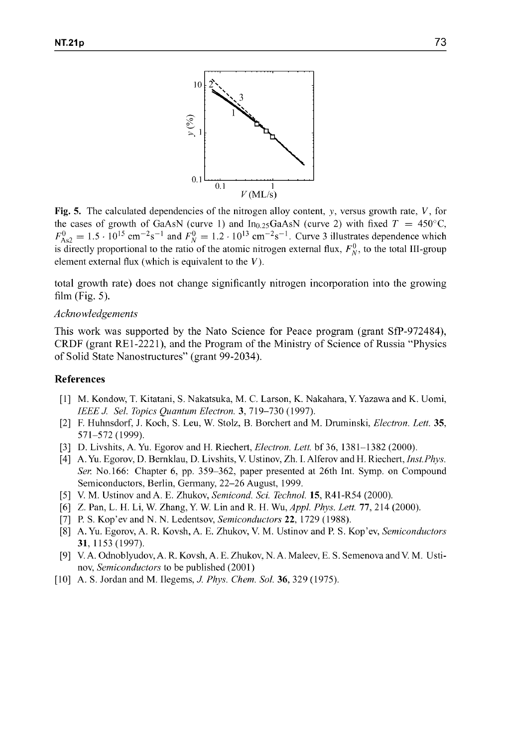10

2

3

1

$y$ (%)

1

0.1

0.1

1

$V$ (ML/s)

**Fig. 5.** The calculated dependencies of the nitrogen alloy content, $y$, versus growth rate, $V$, for the cases of growth of GaAsN (curve 1) and $In_{0.25}GaAsN$ (curve 2) with fixed $T = 450°C$, $F^0_{As2} = 1.5 \cdot 10^{15}$ cm$^{-2}$s$^{-1}$ and $F^0_N = 1.2 \cdot 10^{13}$ cm$^{-2}$s$^{-1}$. Curve 3 illustrates dependence which is directly proportional to the ratio of the atomic nitrogen external flux, $F^0_N$, to the total III-group element external flux (which is equivalent to the $V$).

total growth rate) does not change significantly nitrogen incorporation into the growing film (Fig. 5).

*Acknowledgements*

This work was supported by the Nato Science for Peace program (grant SfP-972484), CRDF (grant RE1-2221), and the Program of the Ministry of Science of Russia "Physics of Solid State Nanostructures" (grant 99-2034).

## References

[1] M. Kondow, T. Kitatani, S. Nakatsuka, M. C. Larson, K. Nakahara, Y. Yazawa and K. Uomi, *IEEE J. Sel. Topics Quantum Electron.* **3**, 719–730 (1997).

[2] F. Huhnsdorf, J. Koch, S. Leu, W. Stolz, B. Borchert and M. Druminski, *Electron. Lett.* **35**, 571–572 (1999).

[3] D. Livshits, A. Yu. Egorov and H. Riechert, *Electron. Lett.* bf 36, 1381–1382 (2000).

[4] A. Yu. Egorov, D. Bernklau, D. Livshits, V. Ustinov, Zh. I. Alferov and H. Riechert, *Inst.Phys. Ser.* No.166: Chapter 6, pp. 359–362, paper presented at 26th Int. Symp. on Compound Semiconductors, Berlin, Germany, 22–26 August, 1999.

[5] V. M. Ustinov and A. E. Zhukov, *Semicond. Sci. Technol.* **15**, R41-R54 (2000).

[6] Z. Pan, L. H. Li, W. Zhang, Y. W. Lin and R. H. Wu, *Appl. Phys. Lett.* **77**, 214 (2000).

[7] P. S. Kop'ev and N. N. Ledentsov, *Semiconductors* **22**, 1729 (1988).

[8] A. Yu. Egorov, A. R. Kovsh, A. E. Zhukov, V. M. Ustinov and P. S. Kop'ev, *Semiconductors* **31**, 1153 (1997).

[9] V. A. Odnoblyudov, A. R. Kovsh, A. E. Zhukov, N. A. Maleev, E. S. Semenova and V. M. Ustinov, *Semiconductors* to be published (2001)

[10] A. S. Jordan and M. Ilegems, *J. Phys. Chem. Sol.* **36**, 329 (1975).